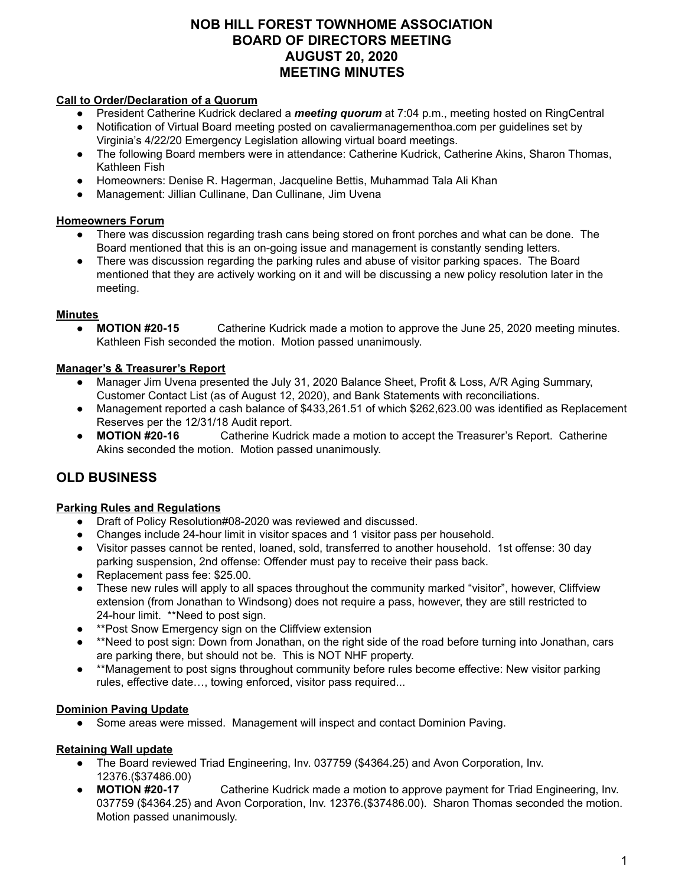# NOB HILL FOREST TOWNHOME ASSOCIATION
# BOARD OF DIRECTORS MEETING
# AUGUST 20, 2020
# MEETING MINUTES

**Call to Order/Declaration of a Quorum**

- President Catherine Kudrick declared a ***meeting quorum*** at 7:04 p.m., meeting hosted on RingCentral
- Notification of Virtual Board meeting posted on cavaliermanagementhoa.com per guidelines set by Virginia's 4/22/20 Emergency Legislation allowing virtual board meetings.
- The following Board members were in attendance: Catherine Kudrick, Catherine Akins, Sharon Thomas, Kathleen Fish
- Homeowners: Denise R. Hagerman, Jacqueline Bettis, Muhammad Tala Ali Khan
- Management: Jillian Cullinane, Dan Cullinane, Jim Uvena

**Homeowners Forum**

- There was discussion regarding trash cans being stored on front porches and what can be done. The Board mentioned that this is an on-going issue and management is constantly sending letters.
- There was discussion regarding the parking rules and abuse of visitor parking spaces. The Board mentioned that they are actively working on it and will be discussing a new policy resolution later in the meeting.

**Minutes**

- **MOTION #20-15** Catherine Kudrick made a motion to approve the June 25, 2020 meeting minutes. Kathleen Fish seconded the motion. Motion passed unanimously.

**Manager's & Treasurer's Report**

- Manager Jim Uvena presented the July 31, 2020 Balance Sheet, Profit & Loss, A/R Aging Summary, Customer Contact List (as of August 12, 2020), and Bank Statements with reconciliations.
- Management reported a cash balance of $433,261.51 of which $262,623.00 was identified as Replacement Reserves per the 12/31/18 Audit report.
- **MOTION #20-16** Catherine Kudrick made a motion to accept the Treasurer's Report. Catherine Akins seconded the motion. Motion passed unanimously.

## OLD BUSINESS

**Parking Rules and Regulations**

- Draft of Policy Resolution#08-2020 was reviewed and discussed.
- Changes include 24-hour limit in visitor spaces and 1 visitor pass per household.
- Visitor passes cannot be rented, loaned, sold, transferred to another household. 1st offense: 30 day parking suspension, 2nd offense: Offender must pay to receive their pass back.
- Replacement pass fee: $25.00.
- These new rules will apply to all spaces throughout the community marked "visitor", however, Cliffview extension (from Jonathan to Windsong) does not require a pass, however, they are still restricted to 24-hour limit. **Need to post sign.
- **Post Snow Emergency sign on the Cliffview extension
- **Need to post sign: Down from Jonathan, on the right side of the road before turning into Jonathan, cars are parking there, but should not be. This is NOT NHF property.
- **Management to post signs throughout community before rules become effective: New visitor parking rules, effective date…, towing enforced, visitor pass required...

**Dominion Paving Update**

- Some areas were missed. Management will inspect and contact Dominion Paving.

**Retaining Wall update**

- The Board reviewed Triad Engineering, Inv. 037759 ($4364.25) and Avon Corporation, Inv. 12376.($37486.00)
- **MOTION #20-17** Catherine Kudrick made a motion to approve payment for Triad Engineering, Inv. 037759 ($4364.25) and Avon Corporation, Inv. 12376.($37486.00). Sharon Thomas seconded the motion. Motion passed unanimously.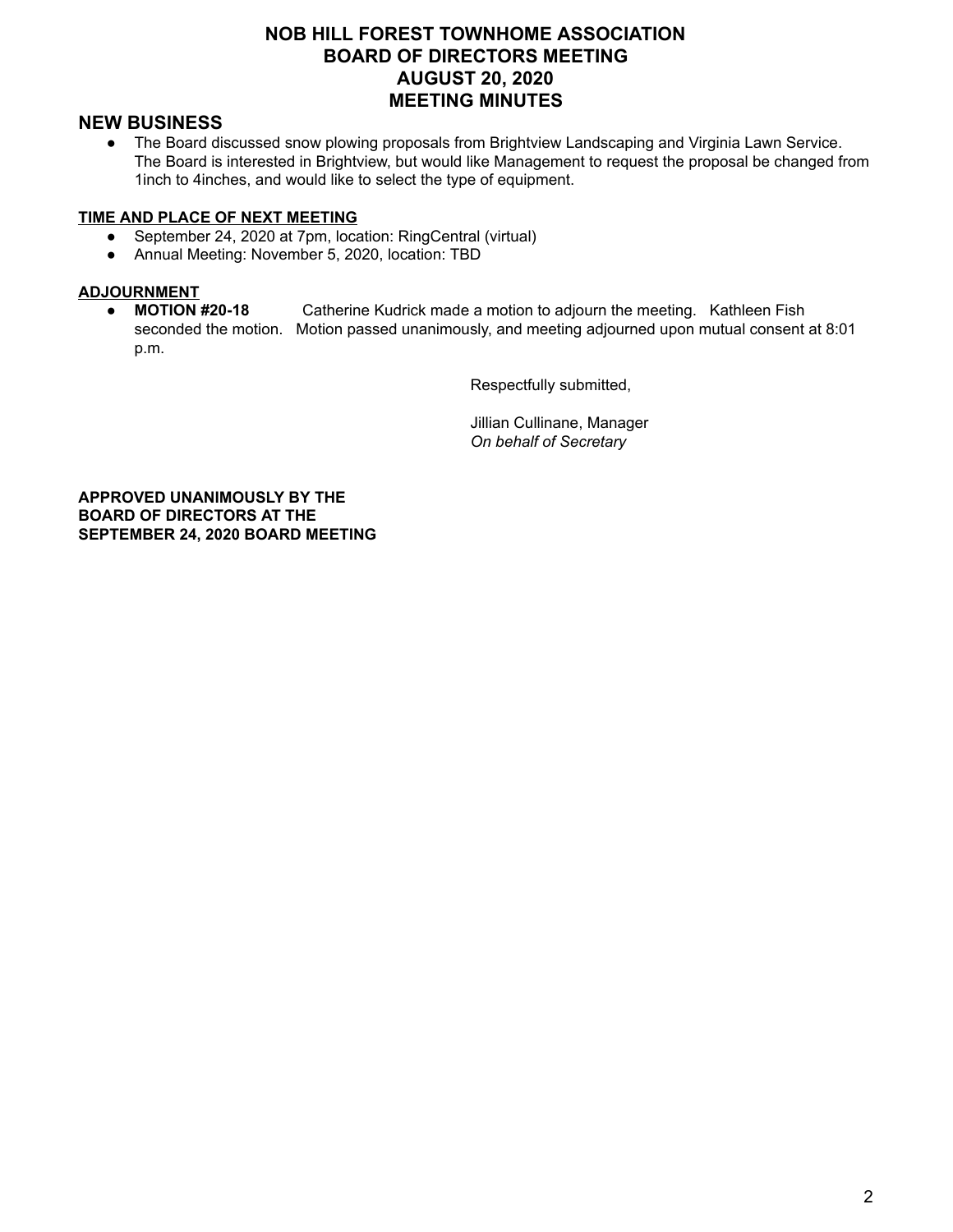# NOB HILL FOREST TOWNHOME ASSOCIATION
# BOARD OF DIRECTORS MEETING
# AUGUST 20, 2020
# MEETING MINUTES

## NEW BUSINESS

- The Board discussed snow plowing proposals from Brightview Landscaping and Virginia Lawn Service. The Board is interested in Brightview, but would like Management to request the proposal be changed from 1inch to 4inches, and would like to select the type of equipment.

### TIME AND PLACE OF NEXT MEETING

- September 24, 2020 at 7pm, location: RingCentral (virtual)
- Annual Meeting: November 5, 2020, location: TBD

### ADJOURNMENT

- **MOTION #20-18** Catherine Kudrick made a motion to adjourn the meeting. Kathleen Fish seconded the motion. Motion passed unanimously, and meeting adjourned upon mutual consent at 8:01 p.m.

Respectfully submitted,

Jillian Cullinane, Manager
*On behalf of Secretary*

**APPROVED UNANIMOUSLY BY THE BOARD OF DIRECTORS AT THE SEPTEMBER 24, 2020 BOARD MEETING**